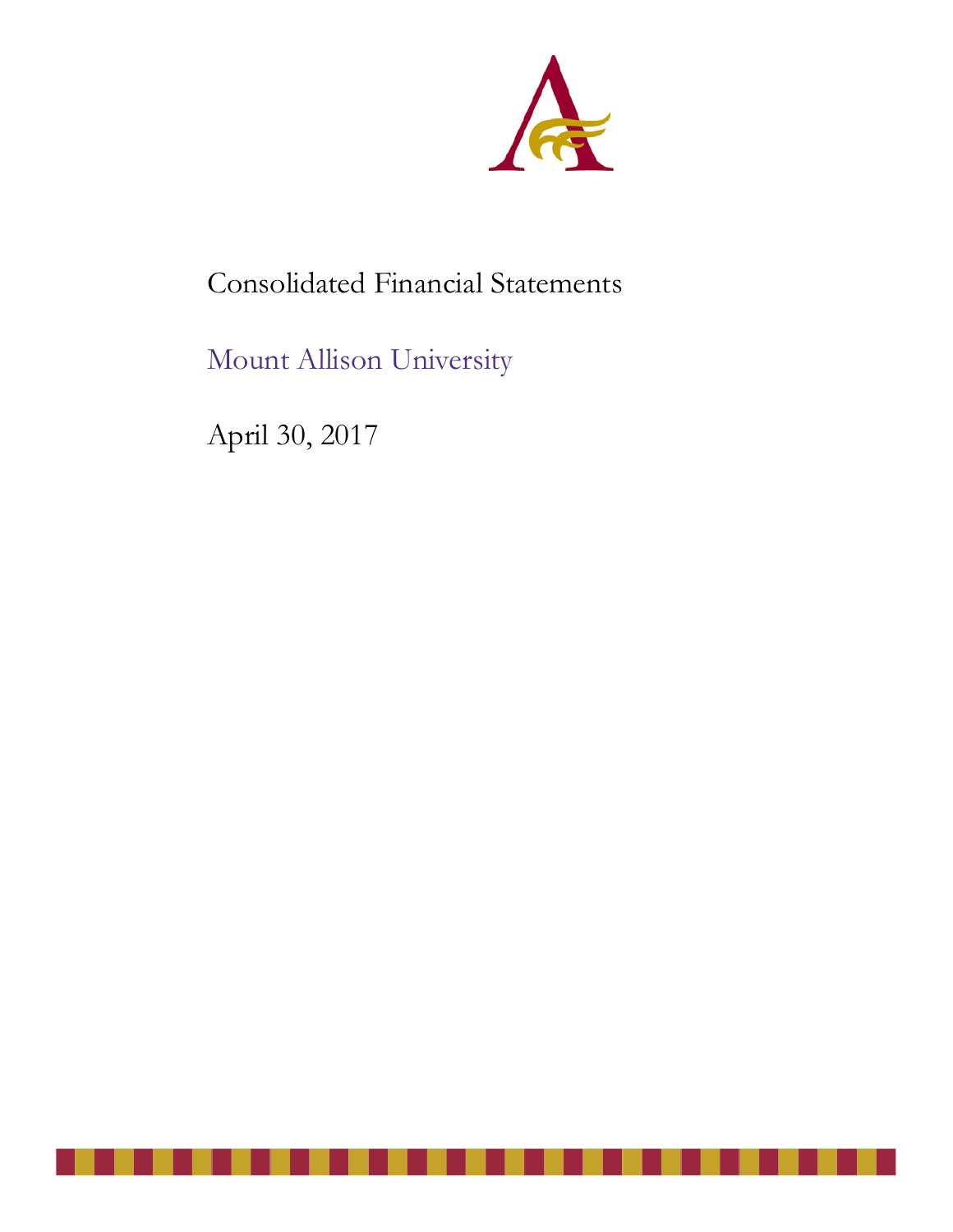# Consolidated Financial Statements

## Mount Allison University

April 30, 2017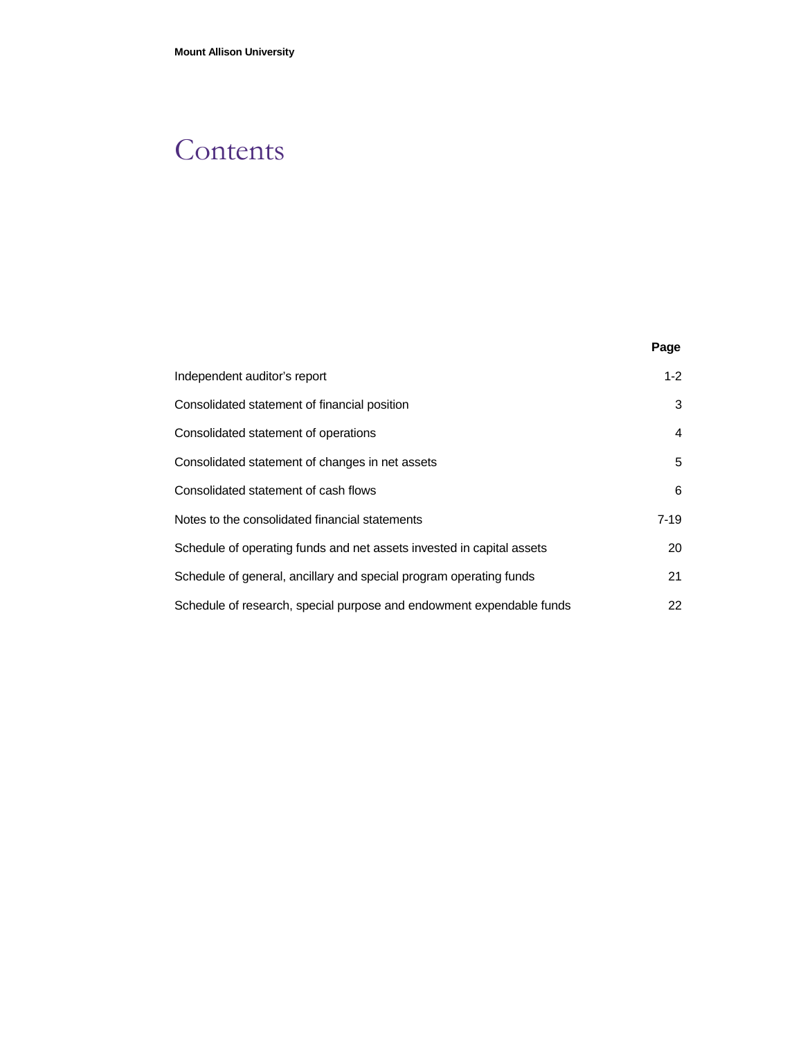# Contents

| | Page |
|---|---|
| Independent auditor's report | 1-2 |
| Consolidated statement of financial position | 3 |
| Consolidated statement of operations | 4 |
| Consolidated statement of changes in net assets | 5 |
| Consolidated statement of cash flows | 6 |
| Notes to the consolidated financial statements | 7-19 |
| Schedule of operating funds and net assets invested in capital assets | 20 |
| Schedule of general, ancillary and special program operating funds | 21 |
| Schedule of research, special purpose and endowment expendable funds | 22 |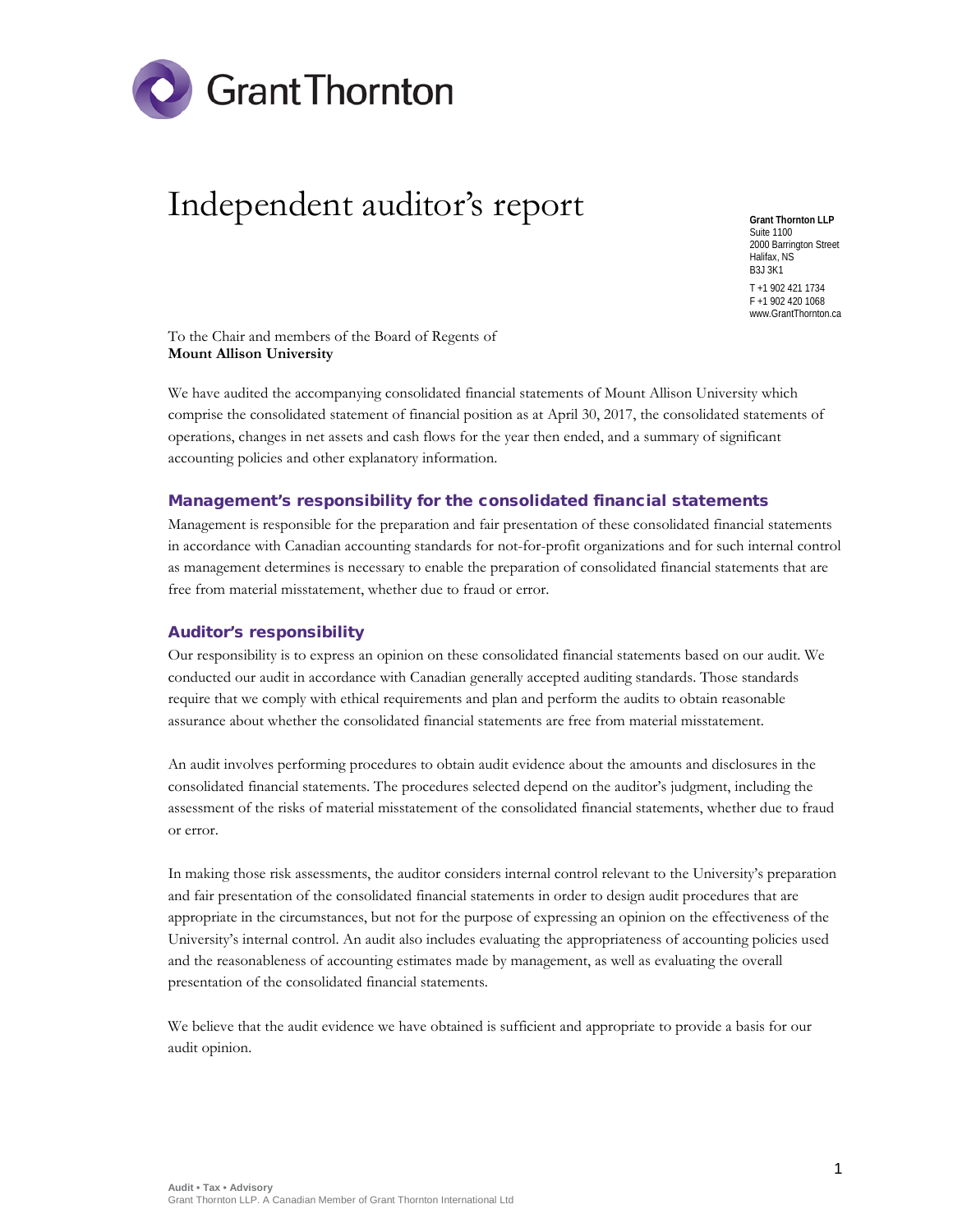# Independent auditor's report

**Grant Thornton LLP**
Suite 1100
2000 Barrington Street
Halifax, NS
B3J 3K1

T +1 902 421 1734
F +1 902 420 1068
www.GrantThornton.ca

To the Chair and members of the Board of Regents of
**Mount Allison University**

We have audited the accompanying consolidated financial statements of Mount Allison University which comprise the consolidated statement of financial position as at April 30, 2017, the consolidated statements of operations, changes in net assets and cash flows for the year then ended, and a summary of significant accounting policies and other explanatory information.

## Management's responsibility for the consolidated financial statements

Management is responsible for the preparation and fair presentation of these consolidated financial statements in accordance with Canadian accounting standards for not-for-profit organizations and for such internal control as management determines is necessary to enable the preparation of consolidated financial statements that are free from material misstatement, whether due to fraud or error.

## Auditor's responsibility

Our responsibility is to express an opinion on these consolidated financial statements based on our audit. We conducted our audit in accordance with Canadian generally accepted auditing standards. Those standards require that we comply with ethical requirements and plan and perform the audits to obtain reasonable assurance about whether the consolidated financial statements are free from material misstatement.

An audit involves performing procedures to obtain audit evidence about the amounts and disclosures in the consolidated financial statements. The procedures selected depend on the auditor's judgment, including the assessment of the risks of material misstatement of the consolidated financial statements, whether due to fraud or error.

In making those risk assessments, the auditor considers internal control relevant to the University's preparation and fair presentation of the consolidated financial statements in order to design audit procedures that are appropriate in the circumstances, but not for the purpose of expressing an opinion on the effectiveness of the University's internal control. An audit also includes evaluating the appropriateness of accounting policies used and the reasonableness of accounting estimates made by management, as well as evaluating the overall presentation of the consolidated financial statements.

We believe that the audit evidence we have obtained is sufficient and appropriate to provide a basis for our audit opinion.

**Audit • Tax • Advisory**
Grant Thornton LLP. A Canadian Member of Grant Thornton International Ltd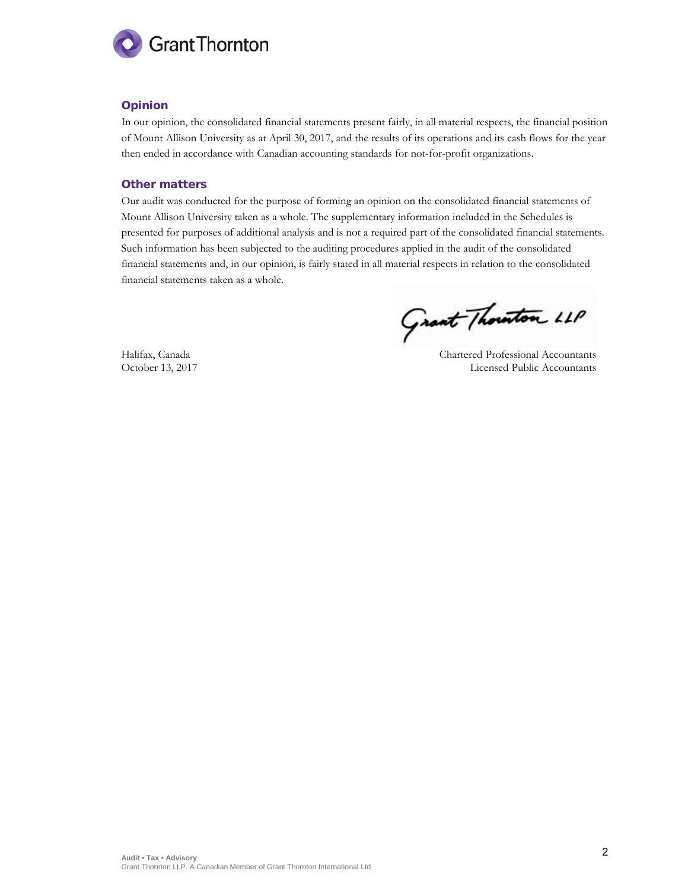## Opinion

In our opinion, the consolidated financial statements present fairly, in all material respects, the financial position of Mount Allison University as at April 30, 2017, and the results of its operations and its cash flows for the year then ended in accordance with Canadian accounting standards for not-for-profit organizations.

## Other matters

Our audit was conducted for the purpose of forming an opinion on the consolidated financial statements of Mount Allison University taken as a whole. The supplementary information included in the Schedules is presented for purposes of additional analysis and is not a required part of the consolidated financial statements. Such information has been subjected to the auditing procedures applied in the audit of the consolidated financial statements and, in our opinion, is fairly stated in all material respects in relation to the consolidated financial statements taken as a whole.

Grant Thornton LLP

Halifax, Canada
October 13, 2017

Chartered Professional Accountants
Licensed Public Accountants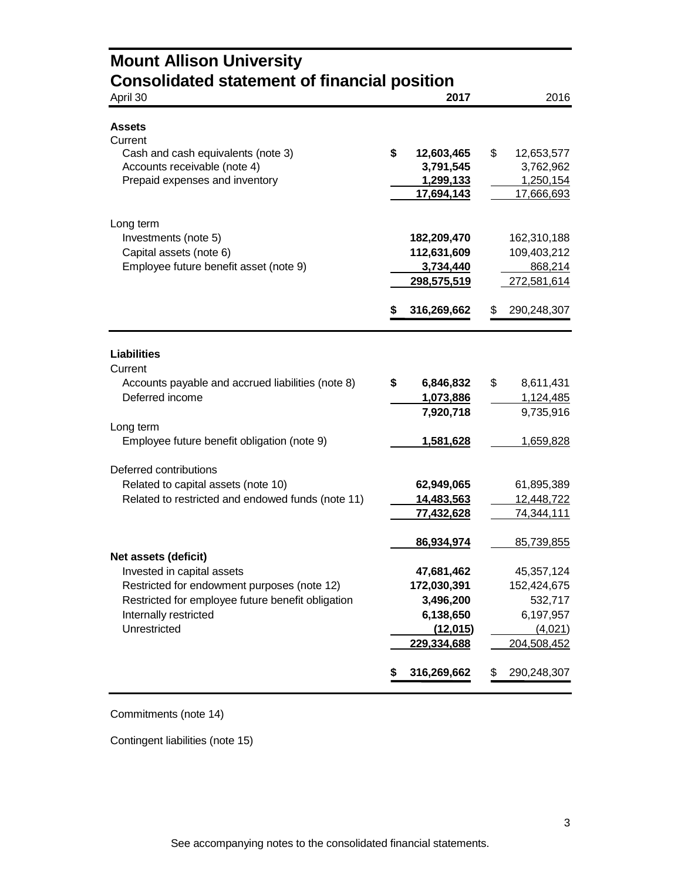# Mount Allison University
## Consolidated statement of financial position

| April 30 | 2017 | 2016 |
|---|---|---|
| **Assets** | | |
| Current | | |
| Cash and cash equivalents (note 3) | $ 12,603,465 | $ 12,653,577 |
| Accounts receivable (note 4) | 3,791,545 | 3,762,962 |
| Prepaid expenses and inventory | 1,299,133 | 1,250,154 |
| | 17,694,143 | 17,666,693 |
| Long term | | |
| Investments (note 5) | 182,209,470 | 162,310,188 |
| Capital assets (note 6) | 112,631,609 | 109,403,212 |
| Employee future benefit asset (note 9) | 3,734,440 | 868,214 |
| | 298,575,519 | 272,581,614 |
| | $ 316,269,662 | $ 290,248,307 |
| **Liabilities** | | |
| Current | | |
| Accounts payable and accrued liabilities (note 8) | $ 6,846,832 | $ 8,611,431 |
| Deferred income | 1,073,886 | 1,124,485 |
| | 7,920,718 | 9,735,916 |
| Long term | | |
| Employee future benefit obligation (note 9) | 1,581,628 | 1,659,828 |
| Deferred contributions | | |
| Related to capital assets (note 10) | 62,949,065 | 61,895,389 |
| Related to restricted and endowed funds (note 11) | 14,483,563 | 12,448,722 |
| | 77,432,628 | 74,344,111 |
| | 86,934,974 | 85,739,855 |
| **Net assets (deficit)** | | |
| Invested in capital assets | 47,681,462 | 45,357,124 |
| Restricted for endowment purposes (note 12) | 172,030,391 | 152,424,675 |
| Restricted for employee future benefit obligation | 3,496,200 | 532,717 |
| Internally restricted | 6,138,650 | 6,197,957 |
| Unrestricted | (12,015) | (4,021) |
| | 229,334,688 | 204,508,452 |
| | $ 316,269,662 | $ 290,248,307 |

Commitments (note 14)

Contingent liabilities (note 15)

See accompanying notes to the consolidated financial statements.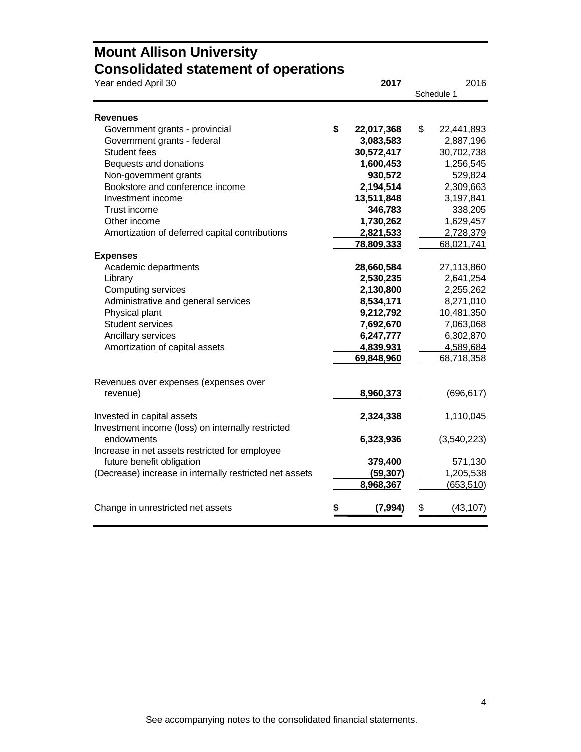# Mount Allison University
## Consolidated statement of operations

| Year ended April 30 | **2017** | 2016 |
|---|---|---|
| | | Schedule 1 |
| **Revenues** | | |
| Government grants - provincial | **$ 22,017,368** | $ 22,441,893 |
| Government grants - federal | **3,083,583** | 2,887,196 |
| Student fees | **30,572,417** | 30,702,738 |
| Bequests and donations | **1,600,453** | 1,256,545 |
| Non-government grants | **930,572** | 529,824 |
| Bookstore and conference income | **2,194,514** | 2,309,663 |
| Investment income | **13,511,848** | 3,197,841 |
| Trust income | **346,783** | 338,205 |
| Other income | **1,730,262** | 1,629,457 |
| Amortization of deferred capital contributions | **2,821,533** | 2,728,379 |
| | **78,809,333** | 68,021,741 |
| **Expenses** | | |
| Academic departments | **28,660,584** | 27,113,860 |
| Library | **2,530,235** | 2,641,254 |
| Computing services | **2,130,800** | 2,255,262 |
| Administrative and general services | **8,534,171** | 8,271,010 |
| Physical plant | **9,212,792** | 10,481,350 |
| Student services | **7,692,670** | 7,063,068 |
| Ancillary services | **6,247,777** | 6,302,870 |
| Amortization of capital assets | **4,839,931** | 4,589,684 |
| | **69,848,960** | 68,718,358 |
| Revenues over expenses (expenses over revenue) | **8,960,373** | (696,617) |
| Invested in capital assets | **2,324,338** | 1,110,045 |
| Investment income (loss) on internally restricted endowments | **6,323,936** | (3,540,223) |
| Increase in net assets restricted for employee future benefit obligation | **379,400** | 571,130 |
| (Decrease) increase in internally restricted net assets | **(59,307)** | 1,205,538 |
| | **8,968,367** | (653,510) |
| Change in unrestricted net assets | **$ (7,994)** | $ (43,107) |

See accompanying notes to the consolidated financial statements.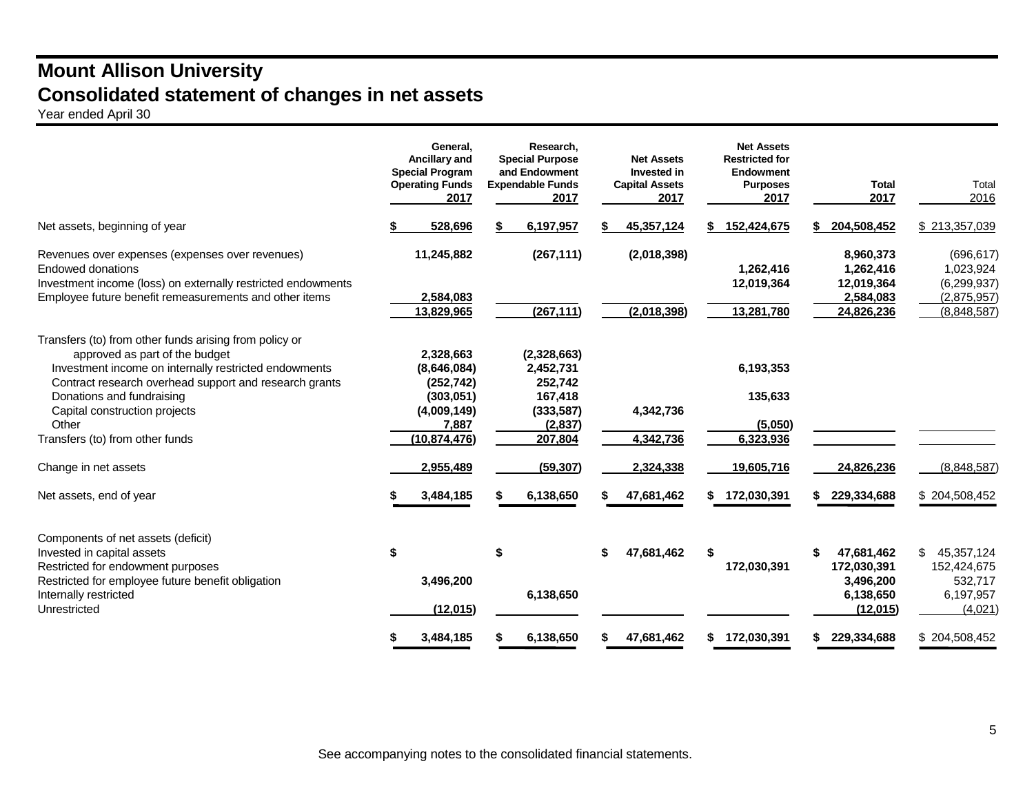# Mount Allison University

## Consolidated statement of changes in net assets

Year ended April 30

| | General, Ancillary and Special Program Operating Funds 2017 | Research, Special Purpose and Endowment Expendable Funds 2017 | Net Assets Invested in Capital Assets 2017 | Net Assets Restricted for Endowment Purposes 2017 | Total 2017 | Total 2016 |
|---|---|---|---|---|---|---|
| Net assets, beginning of year | $ 528,696 | $ 6,197,957 | $ 45,357,124 | $ 152,424,675 | $ 204,508,452 | $ 213,357,039 |
| Revenues over expenses (expenses over revenues) | 11,245,882 | (267,111) | (2,018,398) | | 8,960,373 | (696,617) |
| Endowed donations | | | | 1,262,416 | 1,262,416 | 1,023,924 |
| Investment income (loss) on externally restricted endowments | | | | 12,019,364 | 12,019,364 | (6,299,937) |
| Employee future benefit remeasurements and other items | 2,584,083 | | | | 2,584,083 | (2,875,957) |
| | 13,829,965 | (267,111) | (2,018,398) | 13,281,780 | 24,826,236 | (8,848,587) |
| Transfers (to) from other funds arising from policy or approved as part of the budget | 2,328,663 | (2,328,663) | | | | |
| Investment income on internally restricted endowments | (8,646,084) | 2,452,731 | | 6,193,353 | | |
| Contract research overhead support and research grants | (252,742) | 252,742 | | | | |
| Donations and fundraising | (303,051) | 167,418 | | 135,633 | | |
| Capital construction projects | (4,009,149) | (333,587) | 4,342,736 | | | |
| Other | 7,887 | (2,837) | | (5,050) | | |
| Transfers (to) from other funds | (10,874,476) | 207,804 | 4,342,736 | 6,323,936 | | |
| Change in net assets | 2,955,489 | (59,307) | 2,324,338 | 19,605,716 | 24,826,236 | (8,848,587) |
| Net assets, end of year | $ 3,484,185 | $ 6,138,650 | $ 47,681,462 | $ 172,030,391 | $ 229,334,688 | $ 204,508,452 |
| Components of net assets (deficit) | | | | | | |
| Invested in capital assets | $ | $ | $ 47,681,462 | $ | $ 47,681,462 | $ 45,357,124 |
| Restricted for endowment purposes | | | | 172,030,391 | 172,030,391 | 152,424,675 |
| Restricted for employee future benefit obligation | 3,496,200 | | | | 3,496,200 | 532,717 |
| Internally restricted | | 6,138,650 | | | 6,138,650 | 6,197,957 |
| Unrestricted | (12,015) | | | | (12,015) | (4,021) |
| | $ 3,484,185 | $ 6,138,650 | $ 47,681,462 | $ 172,030,391 | $ 229,334,688 | $ 204,508,452 |

See accompanying notes to the consolidated financial statements.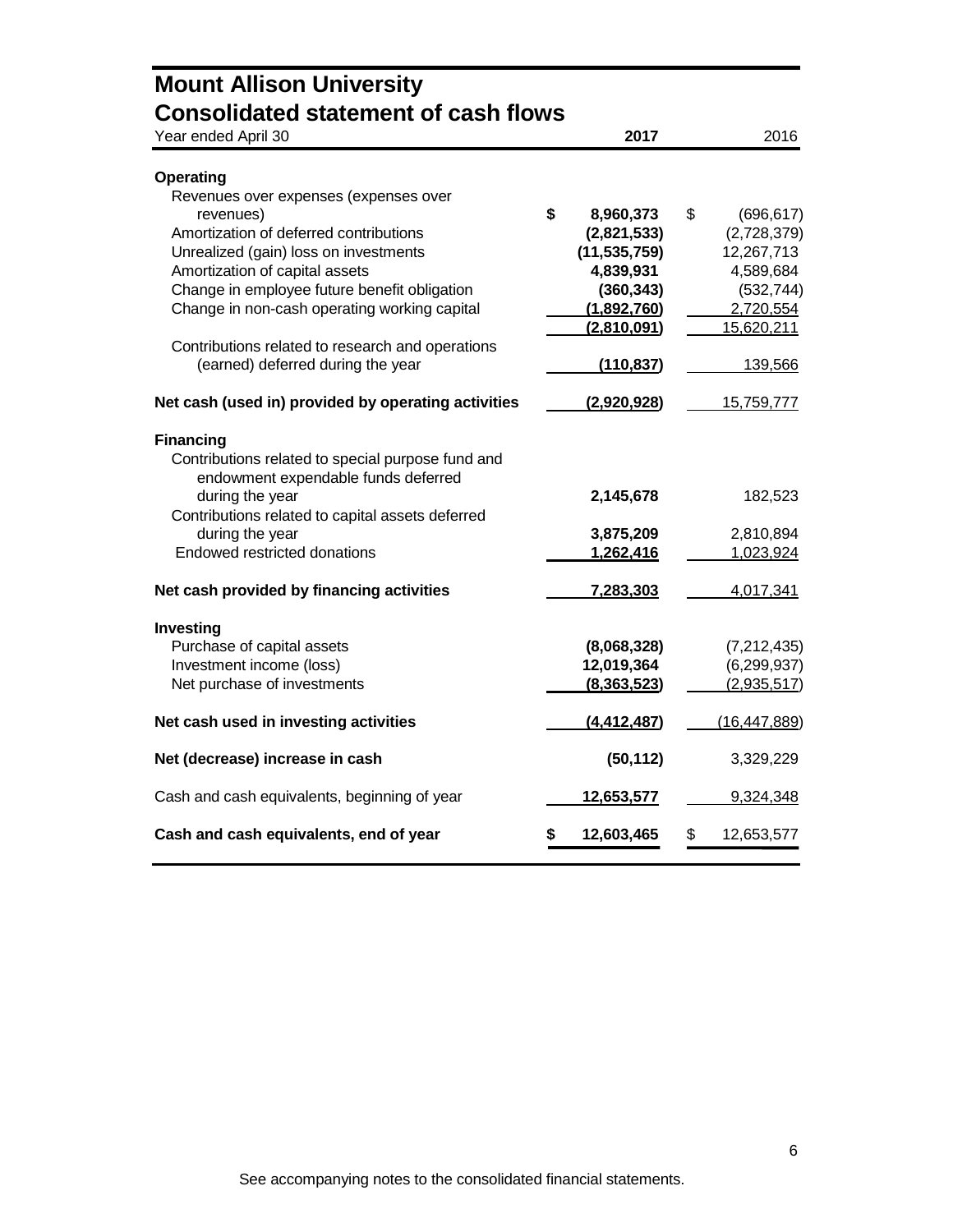# Mount Allison University
## Consolidated statement of cash flows

| Year ended April 30 | 2017 | 2016 |
|---|---|---|
| **Operating** | | |
| Revenues over expenses (expenses over revenues) | $ 8,960,373 | $ (696,617) |
| Amortization of deferred contributions | (2,821,533) | (2,728,379) |
| Unrealized (gain) loss on investments | (11,535,759) | 12,267,713 |
| Amortization of capital assets | 4,839,931 | 4,589,684 |
| Change in employee future benefit obligation | (360,343) | (532,744) |
| Change in non-cash operating working capital | (1,892,760) | 2,720,554 |
| | (2,810,091) | 15,620,211 |
| Contributions related to research and operations (earned) deferred during the year | (110,837) | 139,566 |
| **Net cash (used in) provided by operating activities** | (2,920,928) | 15,759,777 |
| **Financing** | | |
| Contributions related to special purpose fund and endowment expendable funds deferred during the year | 2,145,678 | 182,523 |
| Contributions related to capital assets deferred during the year | 3,875,209 | 2,810,894 |
| Endowed restricted donations | 1,262,416 | 1,023,924 |
| **Net cash provided by financing activities** | 7,283,303 | 4,017,341 |
| **Investing** | | |
| Purchase of capital assets | (8,068,328) | (7,212,435) |
| Investment income (loss) | 12,019,364 | (6,299,937) |
| Net purchase of investments | (8,363,523) | (2,935,517) |
| **Net cash used in investing activities** | (4,412,487) | (16,447,889) |
| **Net (decrease) increase in cash** | (50,112) | 3,329,229 |
| Cash and cash equivalents, beginning of year | 12,653,577 | 9,324,348 |
| **Cash and cash equivalents, end of year** | $ 12,603,465 | $ 12,653,577 |

See accompanying notes to the consolidated financial statements.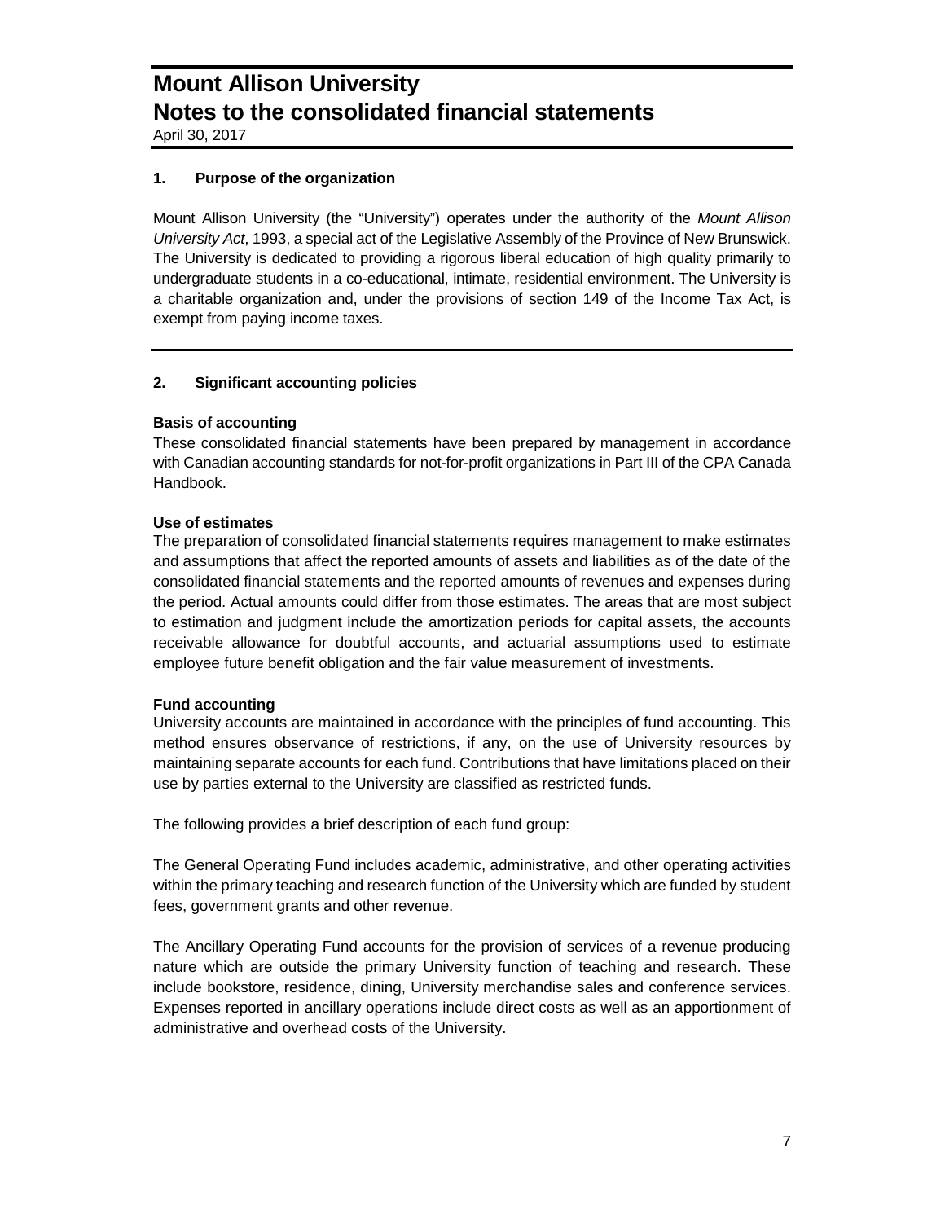# Mount Allison University
# Notes to the consolidated financial statements

April 30, 2017

## 1. Purpose of the organization

Mount Allison University (the "University") operates under the authority of the *Mount Allison University Act*, 1993, a special act of the Legislative Assembly of the Province of New Brunswick. The University is dedicated to providing a rigorous liberal education of high quality primarily to undergraduate students in a co-educational, intimate, residential environment. The University is a charitable organization and, under the provisions of section 149 of the Income Tax Act, is exempt from paying income taxes.

## 2. Significant accounting policies

**Basis of accounting**

These consolidated financial statements have been prepared by management in accordance with Canadian accounting standards for not-for-profit organizations in Part III of the CPA Canada Handbook.

**Use of estimates**

The preparation of consolidated financial statements requires management to make estimates and assumptions that affect the reported amounts of assets and liabilities as of the date of the consolidated financial statements and the reported amounts of revenues and expenses during the period. Actual amounts could differ from those estimates. The areas that are most subject to estimation and judgment include the amortization periods for capital assets, the accounts receivable allowance for doubtful accounts, and actuarial assumptions used to estimate employee future benefit obligation and the fair value measurement of investments.

**Fund accounting**

University accounts are maintained in accordance with the principles of fund accounting. This method ensures observance of restrictions, if any, on the use of University resources by maintaining separate accounts for each fund. Contributions that have limitations placed on their use by parties external to the University are classified as restricted funds.

The following provides a brief description of each fund group:

The General Operating Fund includes academic, administrative, and other operating activities within the primary teaching and research function of the University which are funded by student fees, government grants and other revenue.

The Ancillary Operating Fund accounts for the provision of services of a revenue producing nature which are outside the primary University function of teaching and research. These include bookstore, residence, dining, University merchandise sales and conference services. Expenses reported in ancillary operations include direct costs as well as an apportionment of administrative and overhead costs of the University.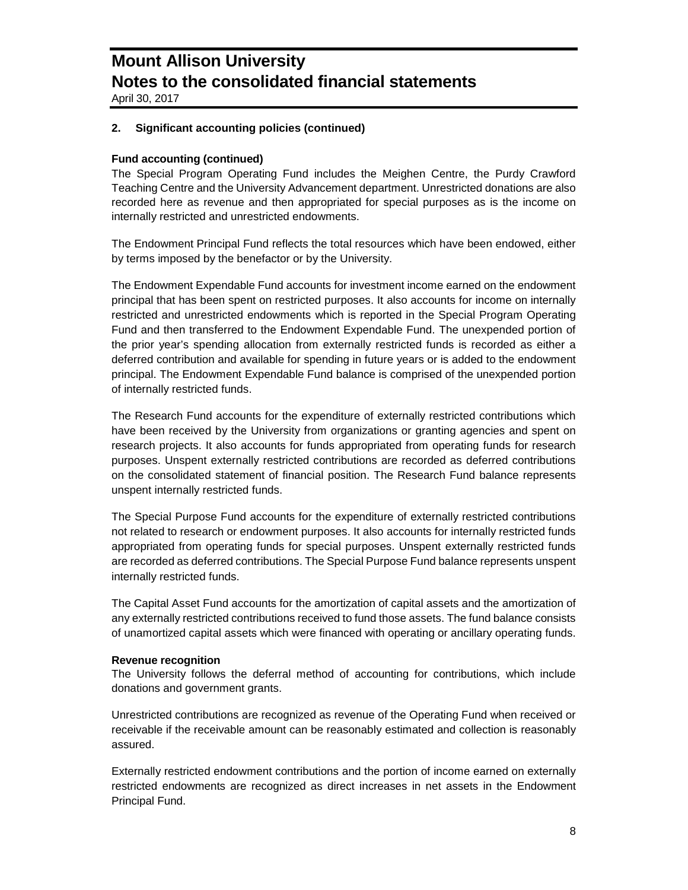## 2. Significant accounting policies (continued)

**Fund accounting (continued)**

The Special Program Operating Fund includes the Meighen Centre, the Purdy Crawford Teaching Centre and the University Advancement department. Unrestricted donations are also recorded here as revenue and then appropriated for special purposes as is the income on internally restricted and unrestricted endowments.

The Endowment Principal Fund reflects the total resources which have been endowed, either by terms imposed by the benefactor or by the University.

The Endowment Expendable Fund accounts for investment income earned on the endowment principal that has been spent on restricted purposes. It also accounts for income on internally restricted and unrestricted endowments which is reported in the Special Program Operating Fund and then transferred to the Endowment Expendable Fund. The unexpended portion of the prior year's spending allocation from externally restricted funds is recorded as either a deferred contribution and available for spending in future years or is added to the endowment principal. The Endowment Expendable Fund balance is comprised of the unexpended portion of internally restricted funds.

The Research Fund accounts for the expenditure of externally restricted contributions which have been received by the University from organizations or granting agencies and spent on research projects. It also accounts for funds appropriated from operating funds for research purposes. Unspent externally restricted contributions are recorded as deferred contributions on the consolidated statement of financial position. The Research Fund balance represents unspent internally restricted funds.

The Special Purpose Fund accounts for the expenditure of externally restricted contributions not related to research or endowment purposes. It also accounts for internally restricted funds appropriated from operating funds for special purposes. Unspent externally restricted funds are recorded as deferred contributions. The Special Purpose Fund balance represents unspent internally restricted funds.

The Capital Asset Fund accounts for the amortization of capital assets and the amortization of any externally restricted contributions received to fund those assets. The fund balance consists of unamortized capital assets which were financed with operating or ancillary operating funds.

**Revenue recognition**

The University follows the deferral method of accounting for contributions, which include donations and government grants.

Unrestricted contributions are recognized as revenue of the Operating Fund when received or receivable if the receivable amount can be reasonably estimated and collection is reasonably assured.

Externally restricted endowment contributions and the portion of income earned on externally restricted endowments are recognized as direct increases in net assets in the Endowment Principal Fund.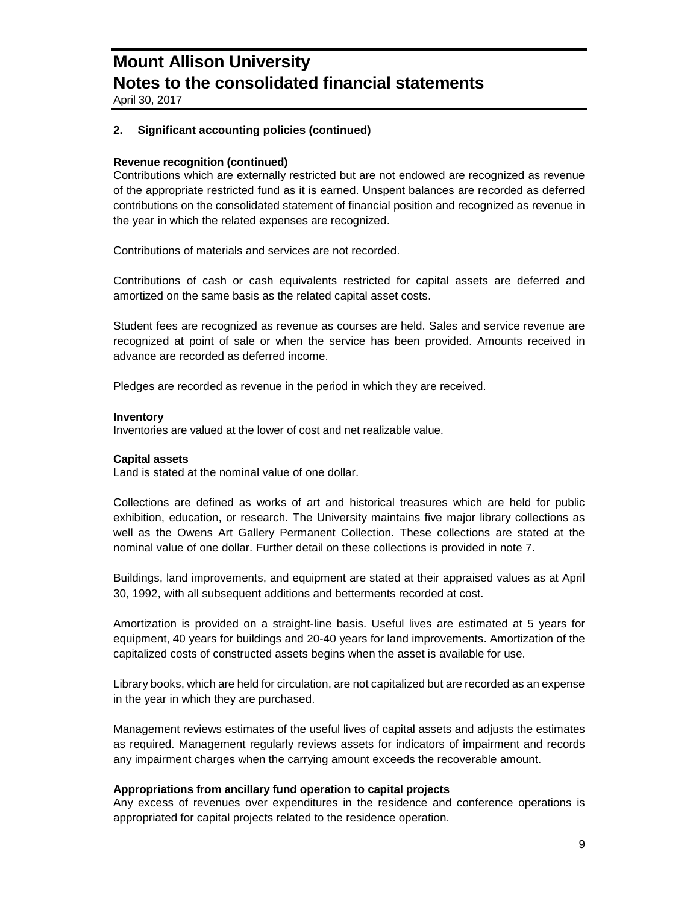## 2. Significant accounting policies (continued)

**Revenue recognition (continued)**

Contributions which are externally restricted but are not endowed are recognized as revenue of the appropriate restricted fund as it is earned. Unspent balances are recorded as deferred contributions on the consolidated statement of financial position and recognized as revenue in the year in which the related expenses are recognized.

Contributions of materials and services are not recorded.

Contributions of cash or cash equivalents restricted for capital assets are deferred and amortized on the same basis as the related capital asset costs.

Student fees are recognized as revenue as courses are held. Sales and service revenue are recognized at point of sale or when the service has been provided. Amounts received in advance are recorded as deferred income.

Pledges are recorded as revenue in the period in which they are received.

**Inventory**

Inventories are valued at the lower of cost and net realizable value.

**Capital assets**

Land is stated at the nominal value of one dollar.

Collections are defined as works of art and historical treasures which are held for public exhibition, education, or research. The University maintains five major library collections as well as the Owens Art Gallery Permanent Collection. These collections are stated at the nominal value of one dollar. Further detail on these collections is provided in note 7.

Buildings, land improvements, and equipment are stated at their appraised values as at April 30, 1992, with all subsequent additions and betterments recorded at cost.

Amortization is provided on a straight-line basis. Useful lives are estimated at 5 years for equipment, 40 years for buildings and 20-40 years for land improvements. Amortization of the capitalized costs of constructed assets begins when the asset is available for use.

Library books, which are held for circulation, are not capitalized but are recorded as an expense in the year in which they are purchased.

Management reviews estimates of the useful lives of capital assets and adjusts the estimates as required. Management regularly reviews assets for indicators of impairment and records any impairment charges when the carrying amount exceeds the recoverable amount.

**Appropriations from ancillary fund operation to capital projects**

Any excess of revenues over expenditures in the residence and conference operations is appropriated for capital projects related to the residence operation.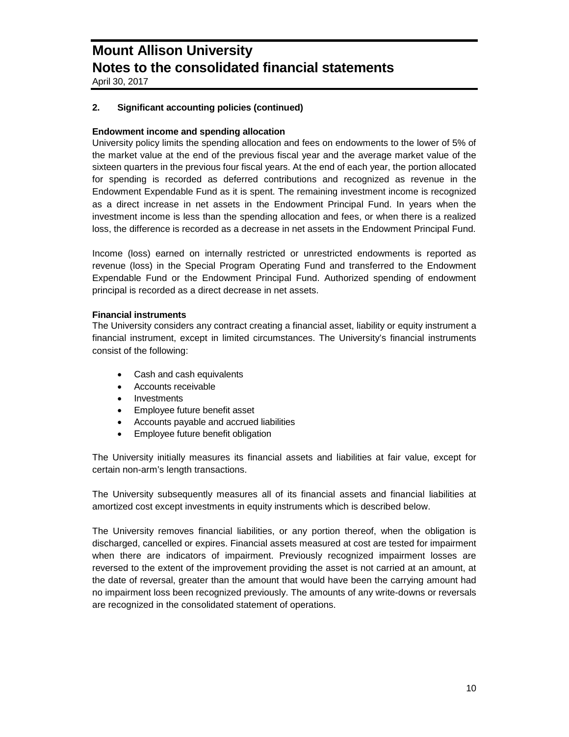## 2. Significant accounting policies (continued)

### Endowment income and spending allocation

University policy limits the spending allocation and fees on endowments to the lower of 5% of the market value at the end of the previous fiscal year and the average market value of the sixteen quarters in the previous four fiscal years. At the end of each year, the portion allocated for spending is recorded as deferred contributions and recognized as revenue in the Endowment Expendable Fund as it is spent. The remaining investment income is recognized as a direct increase in net assets in the Endowment Principal Fund. In years when the investment income is less than the spending allocation and fees, or when there is a realized loss, the difference is recorded as a decrease in net assets in the Endowment Principal Fund.

Income (loss) earned on internally restricted or unrestricted endowments is reported as revenue (loss) in the Special Program Operating Fund and transferred to the Endowment Expendable Fund or the Endowment Principal Fund. Authorized spending of endowment principal is recorded as a direct decrease in net assets.

### Financial instruments

The University considers any contract creating a financial asset, liability or equity instrument a financial instrument, except in limited circumstances. The University's financial instruments consist of the following:

- Cash and cash equivalents
- Accounts receivable
- Investments
- Employee future benefit asset
- Accounts payable and accrued liabilities
- Employee future benefit obligation

The University initially measures its financial assets and liabilities at fair value, except for certain non-arm's length transactions.

The University subsequently measures all of its financial assets and financial liabilities at amortized cost except investments in equity instruments which is described below.

The University removes financial liabilities, or any portion thereof, when the obligation is discharged, cancelled or expires. Financial assets measured at cost are tested for impairment when there are indicators of impairment. Previously recognized impairment losses are reversed to the extent of the improvement providing the asset is not carried at an amount, at the date of reversal, greater than the amount that would have been the carrying amount had no impairment loss been recognized previously. The amounts of any write-downs or reversals are recognized in the consolidated statement of operations.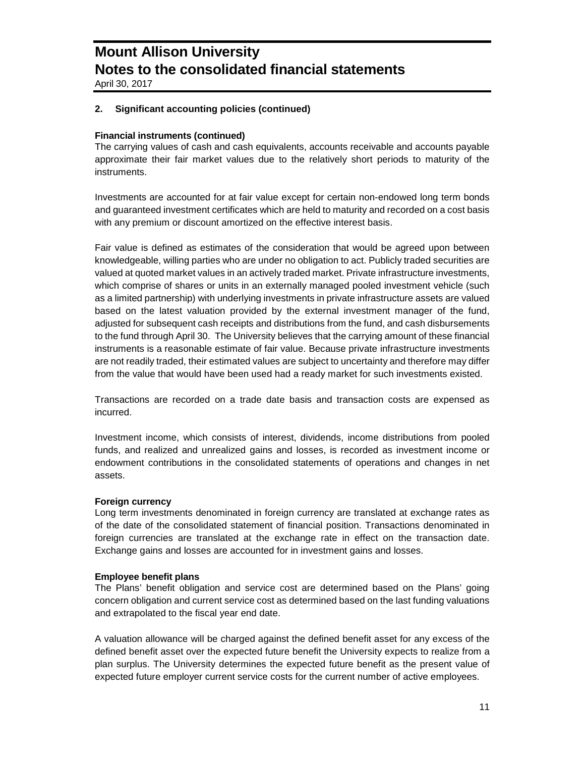## 2. Significant accounting policies (continued)

**Financial instruments (continued)**

The carrying values of cash and cash equivalents, accounts receivable and accounts payable approximate their fair market values due to the relatively short periods to maturity of the instruments.

Investments are accounted for at fair value except for certain non-endowed long term bonds and guaranteed investment certificates which are held to maturity and recorded on a cost basis with any premium or discount amortized on the effective interest basis.

Fair value is defined as estimates of the consideration that would be agreed upon between knowledgeable, willing parties who are under no obligation to act. Publicly traded securities are valued at quoted market values in an actively traded market. Private infrastructure investments, which comprise of shares or units in an externally managed pooled investment vehicle (such as a limited partnership) with underlying investments in private infrastructure assets are valued based on the latest valuation provided by the external investment manager of the fund, adjusted for subsequent cash receipts and distributions from the fund, and cash disbursements to the fund through April 30. The University believes that the carrying amount of these financial instruments is a reasonable estimate of fair value. Because private infrastructure investments are not readily traded, their estimated values are subject to uncertainty and therefore may differ from the value that would have been used had a ready market for such investments existed.

Transactions are recorded on a trade date basis and transaction costs are expensed as incurred.

Investment income, which consists of interest, dividends, income distributions from pooled funds, and realized and unrealized gains and losses, is recorded as investment income or endowment contributions in the consolidated statements of operations and changes in net assets.

**Foreign currency**

Long term investments denominated in foreign currency are translated at exchange rates as of the date of the consolidated statement of financial position. Transactions denominated in foreign currencies are translated at the exchange rate in effect on the transaction date. Exchange gains and losses are accounted for in investment gains and losses.

**Employee benefit plans**

The Plans' benefit obligation and service cost are determined based on the Plans' going concern obligation and current service cost as determined based on the last funding valuations and extrapolated to the fiscal year end date.

A valuation allowance will be charged against the defined benefit asset for any excess of the defined benefit asset over the expected future benefit the University expects to realize from a plan surplus. The University determines the expected future benefit as the present value of expected future employer current service costs for the current number of active employees.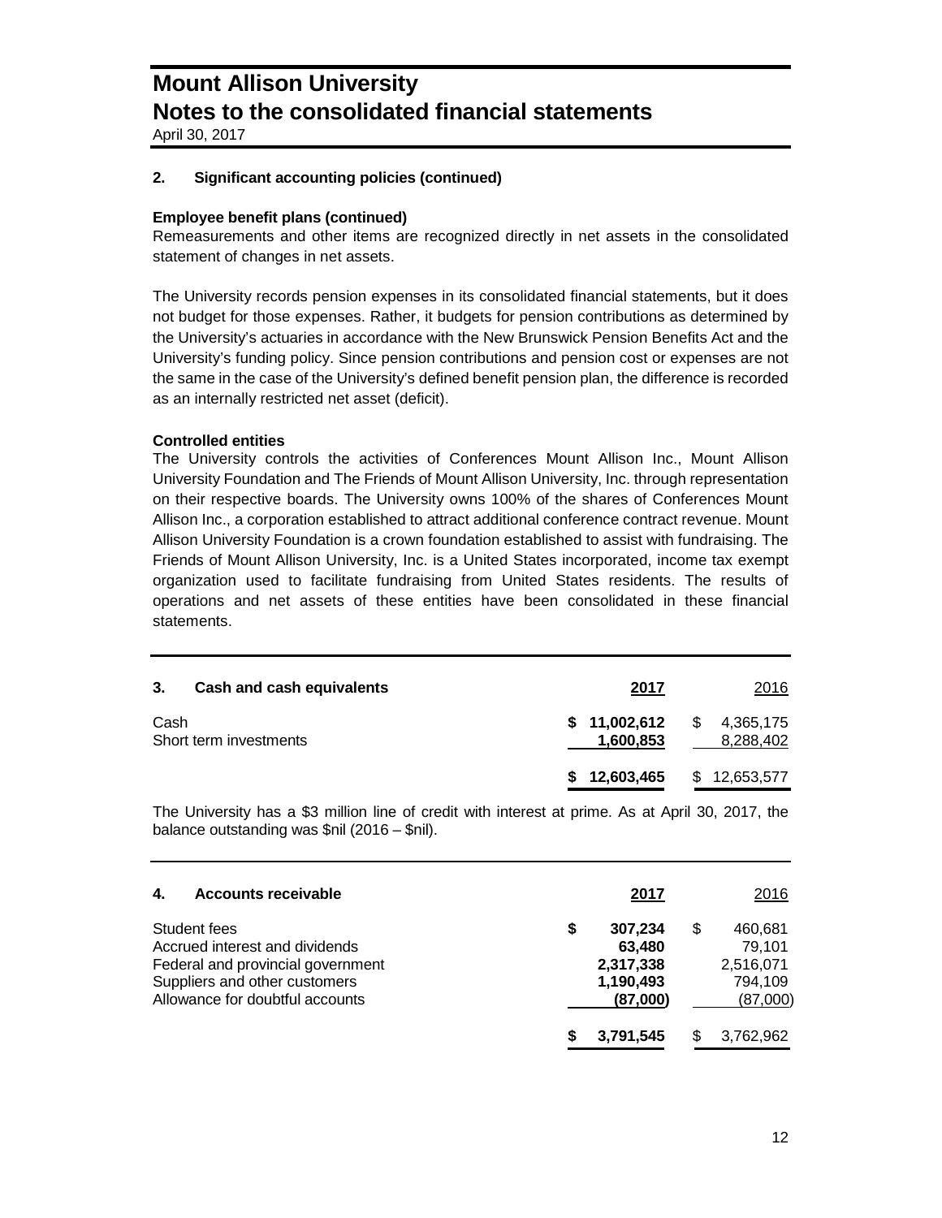# Mount Allison University
# Notes to the consolidated financial statements
April 30, 2017

## 2. Significant accounting policies (continued)

### Employee benefit plans (continued)

Remeasurements and other items are recognized directly in net assets in the consolidated statement of changes in net assets.

The University records pension expenses in its consolidated financial statements, but it does not budget for those expenses. Rather, it budgets for pension contributions as determined by the University's actuaries in accordance with the New Brunswick Pension Benefits Act and the University's funding policy. Since pension contributions and pension cost or expenses are not the same in the case of the University's defined benefit pension plan, the difference is recorded as an internally restricted net asset (deficit).

### Controlled entities

The University controls the activities of Conferences Mount Allison Inc., Mount Allison University Foundation and The Friends of Mount Allison University, Inc. through representation on their respective boards. The University owns 100% of the shares of Conferences Mount Allison Inc., a corporation established to attract additional conference contract revenue. Mount Allison University Foundation is a crown foundation established to assist with fundraising. The Friends of Mount Allison University, Inc. is a United States incorporated, income tax exempt organization used to facilitate fundraising from United States residents. The results of operations and net assets of these entities have been consolidated in these financial statements.

## 3. Cash and cash equivalents

| | 2017 | 2016 |
|---|---|---|
| Cash | $ 11,002,612 | $ 4,365,175 |
| Short term investments | 1,600,853 | 8,288,402 |
| | $ 12,603,465 | $ 12,653,577 |

The University has a $3 million line of credit with interest at prime. As at April 30, 2017, the balance outstanding was $nil (2016 – $nil).

## 4. Accounts receivable

| | 2017 | 2016 |
|---|---|---|
| Student fees | $ 307,234 | $ 460,681 |
| Accrued interest and dividends | 63,480 | 79,101 |
| Federal and provincial government | 2,317,338 | 2,516,071 |
| Suppliers and other customers | 1,190,493 | 794,109 |
| Allowance for doubtful accounts | (87,000) | (87,000) |
| | $ 3,791,545 | $ 3,762,962 |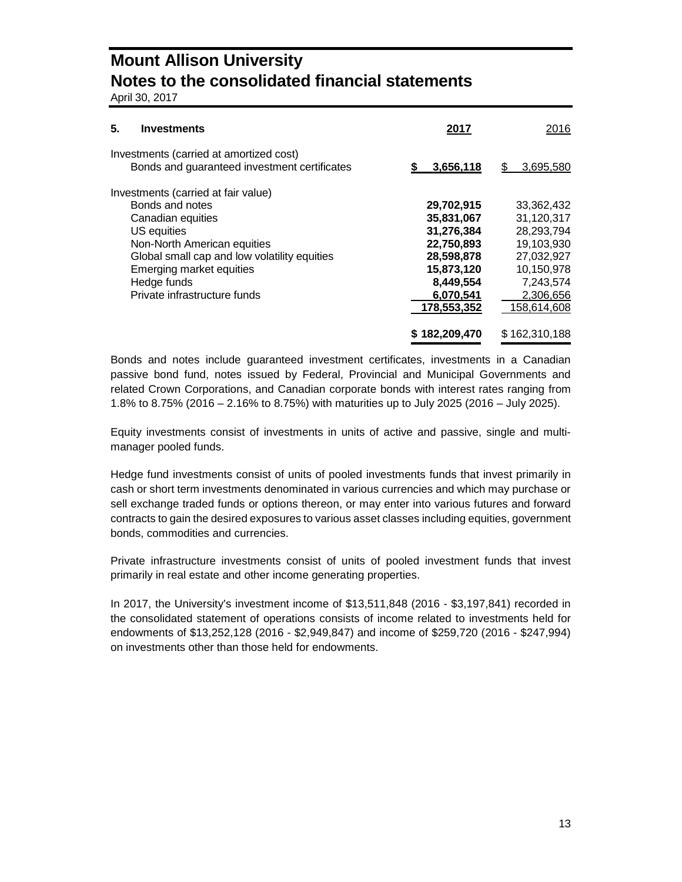# Mount Allison University
## Notes to the consolidated financial statements
April 30, 2017

| **5. Investments** | **2017** | 2016 |
|---|---|---|
| Investments (carried at amortized cost) | | |
| Bonds and guaranteed investment certificates | **$ 3,656,118** | $ 3,695,580 |
| Investments (carried at fair value) | | |
| Bonds and notes | **29,702,915** | 33,362,432 |
| Canadian equities | **35,831,067** | 31,120,317 |
| US equities | **31,276,384** | 28,293,794 |
| Non-North American equities | **22,750,893** | 19,103,930 |
| Global small cap and low volatility equities | **28,598,878** | 27,032,927 |
| Emerging market equities | **15,873,120** | 10,150,978 |
| Hedge funds | **8,449,554** | 7,243,574 |
| Private infrastructure funds | **6,070,541** | 2,306,656 |
| | **178,553,352** | 158,614,608 |
| | **$ 182,209,470** | $ 162,310,188 |

Bonds and notes include guaranteed investment certificates, investments in a Canadian passive bond fund, notes issued by Federal, Provincial and Municipal Governments and related Crown Corporations, and Canadian corporate bonds with interest rates ranging from 1.8% to 8.75% (2016 – 2.16% to 8.75%) with maturities up to July 2025 (2016 – July 2025).

Equity investments consist of investments in units of active and passive, single and multi-manager pooled funds.

Hedge fund investments consist of units of pooled investments funds that invest primarily in cash or short term investments denominated in various currencies and which may purchase or sell exchange traded funds or options thereon, or may enter into various futures and forward contracts to gain the desired exposures to various asset classes including equities, government bonds, commodities and currencies.

Private infrastructure investments consist of units of pooled investment funds that invest primarily in real estate and other income generating properties.

In 2017, the University's investment income of $13,511,848 (2016 - $3,197,841) recorded in the consolidated statement of operations consists of income related to investments held for endowments of $13,252,128 (2016 - $2,949,847) and income of $259,720 (2016 - $247,994) on investments other than those held for endowments.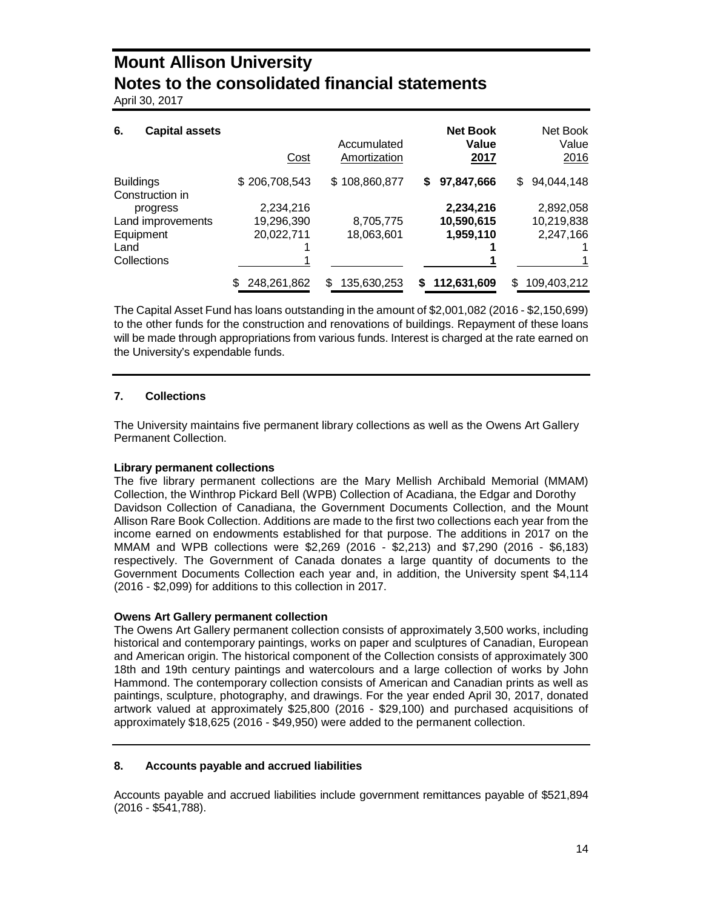# Mount Allison University
# Notes to the consolidated financial statements

April 30, 2017

## 6. Capital assets

| | Cost | Accumulated Amortization | Net Book Value 2017 | Net Book Value 2016 |
|---|---|---|---|---|
| Buildings | $ 206,708,543 | $ 108,860,877 | **$ 97,847,666** | $ 94,044,148 |
| Construction in progress | 2,234,216 | | **2,234,216** | 2,892,058 |
| Land improvements | 19,296,390 | 8,705,775 | **10,590,615** | 10,219,838 |
| Equipment | 20,022,711 | 18,063,601 | **1,959,110** | 2,247,166 |
| Land | 1 | | **1** | 1 |
| Collections | 1 | | **1** | 1 |
| | $ 248,261,862 | $ 135,630,253 | **$ 112,631,609** | $ 109,403,212 |

The Capital Asset Fund has loans outstanding in the amount of $2,001,082 (2016 - $2,150,699) to the other funds for the construction and renovations of buildings. Repayment of these loans will be made through appropriations from various funds. Interest is charged at the rate earned on the University's expendable funds.

## 7. Collections

The University maintains five permanent library collections as well as the Owens Art Gallery Permanent Collection.

**Library permanent collections**

The five library permanent collections are the Mary Mellish Archibald Memorial (MMAM) Collection, the Winthrop Pickard Bell (WPB) Collection of Acadiana, the Edgar and Dorothy Davidson Collection of Canadiana, the Government Documents Collection, and the Mount Allison Rare Book Collection. Additions are made to the first two collections each year from the income earned on endowments established for that purpose. The additions in 2017 on the MMAM and WPB collections were $2,269 (2016 - $2,213) and $7,290 (2016 - $6,183) respectively. The Government of Canada donates a large quantity of documents to the Government Documents Collection each year and, in addition, the University spent $4,114 (2016 - $2,099) for additions to this collection in 2017.

**Owens Art Gallery permanent collection**

The Owens Art Gallery permanent collection consists of approximately 3,500 works, including historical and contemporary paintings, works on paper and sculptures of Canadian, European and American origin. The historical component of the Collection consists of approximately 300 18th and 19th century paintings and watercolours and a large collection of works by John Hammond. The contemporary collection consists of American and Canadian prints as well as paintings, sculpture, photography, and drawings. For the year ended April 30, 2017, donated artwork valued at approximately $25,800 (2016 - $29,100) and purchased acquisitions of approximately $18,625 (2016 - $49,950) were added to the permanent collection.

## 8. Accounts payable and accrued liabilities

Accounts payable and accrued liabilities include government remittances payable of $521,894 (2016 - $541,788).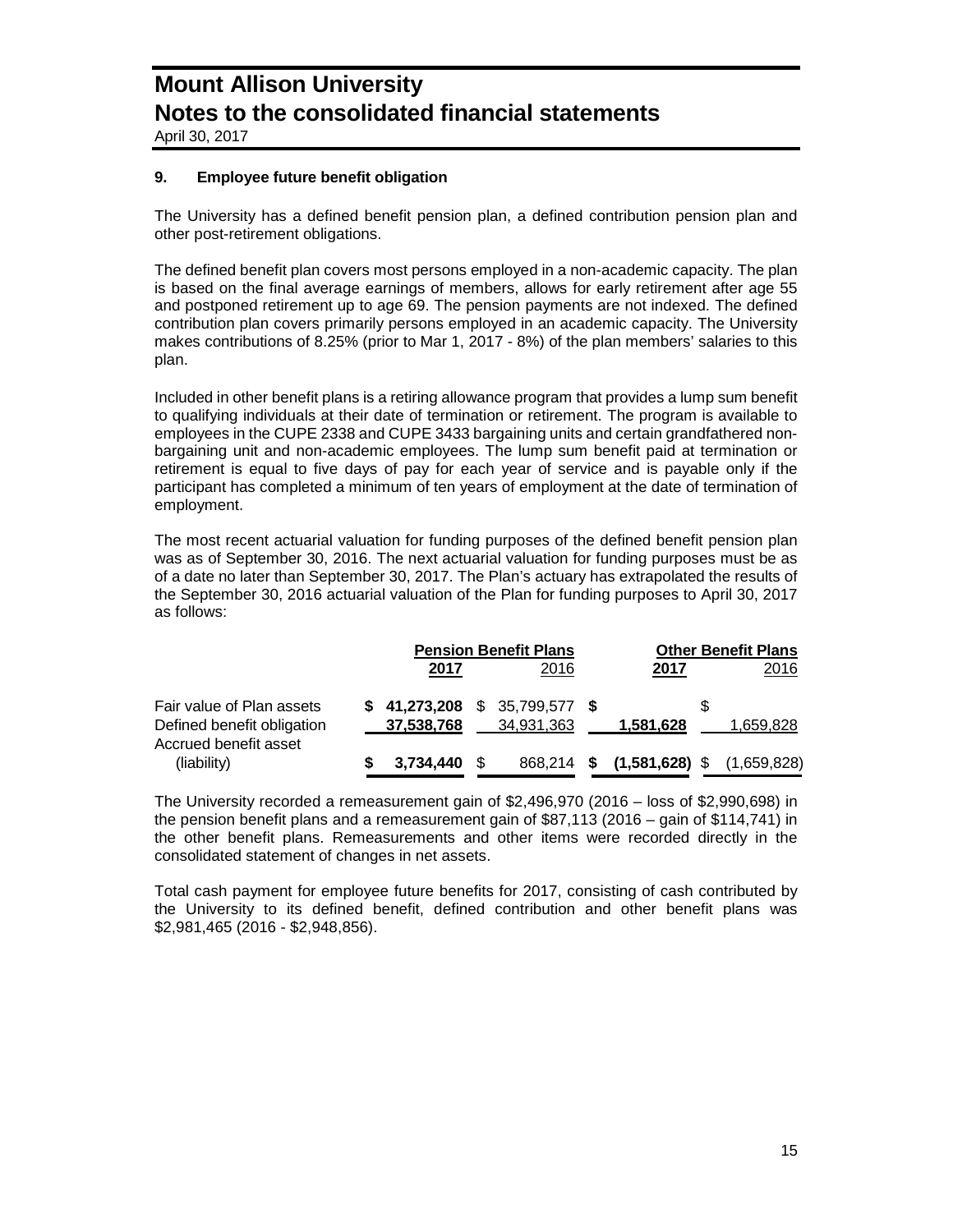# Mount Allison University
# Notes to the consolidated financial statements

April 30, 2017

## 9. Employee future benefit obligation

The University has a defined benefit pension plan, a defined contribution pension plan and other post-retirement obligations.

The defined benefit plan covers most persons employed in a non-academic capacity. The plan is based on the final average earnings of members, allows for early retirement after age 55 and postponed retirement up to age 69. The pension payments are not indexed. The defined contribution plan covers primarily persons employed in an academic capacity. The University makes contributions of 8.25% (prior to Mar 1, 2017 - 8%) of the plan members' salaries to this plan.

Included in other benefit plans is a retiring allowance program that provides a lump sum benefit to qualifying individuals at their date of termination or retirement. The program is available to employees in the CUPE 2338 and CUPE 3433 bargaining units and certain grandfathered non-bargaining unit and non-academic employees. The lump sum benefit paid at termination or retirement is equal to five days of pay for each year of service and is payable only if the participant has completed a minimum of ten years of employment at the date of termination of employment.

The most recent actuarial valuation for funding purposes of the defined benefit pension plan was as of September 30, 2016. The next actuarial valuation for funding purposes must be as of a date no later than September 30, 2017. The Plan's actuary has extrapolated the results of the September 30, 2016 actuarial valuation of the Plan for funding purposes to April 30, 2017 as follows:

| | Pension Benefit Plans | | Other Benefit Plans | |
|---|---|---|---|---|
| | **2017** | 2016 | **2017** | 2016 |
| Fair value of Plan assets | **$ 41,273,208** | $ 35,799,577 | **$** | $ |
| Defined benefit obligation | **37,538,768** | 34,931,363 | **1,581,628** | 1,659,828 |
| Accrued benefit asset (liability) | **$ 3,734,440** | $ 868,214 | **$ (1,581,628)** | $ (1,659,828) |

The University recorded a remeasurement gain of $2,496,970 (2016 – loss of $2,990,698) in the pension benefit plans and a remeasurement gain of $87,113 (2016 – gain of $114,741) in the other benefit plans. Remeasurements and other items were recorded directly in the consolidated statement of changes in net assets.

Total cash payment for employee future benefits for 2017, consisting of cash contributed by the University to its defined benefit, defined contribution and other benefit plans was $2,981,465 (2016 - $2,948,856).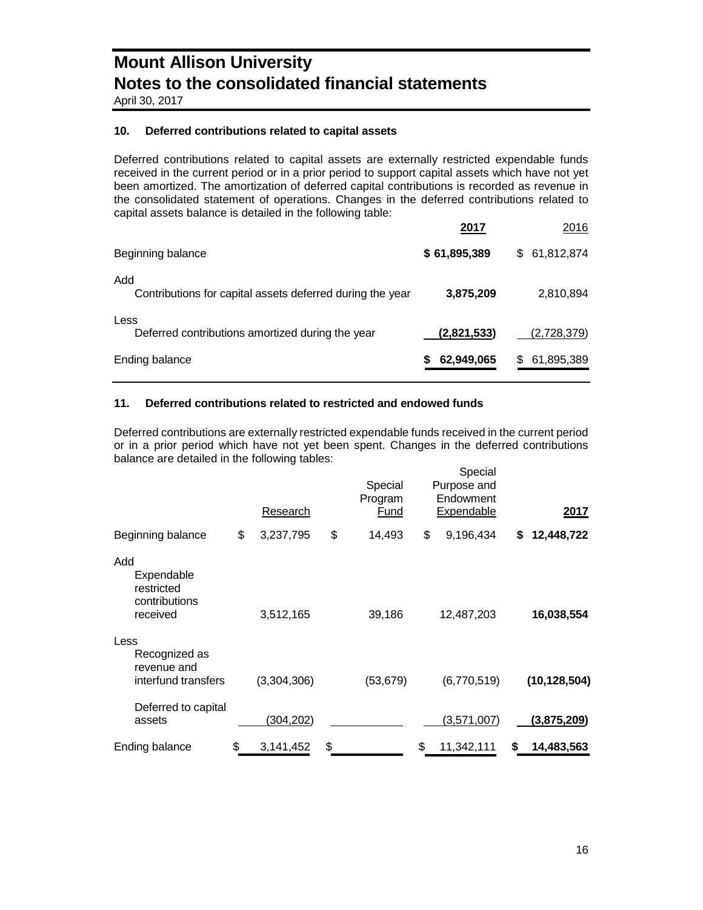# Mount Allison University
# Notes to the consolidated financial statements
April 30, 2017

## 10. Deferred contributions related to capital assets

Deferred contributions related to capital assets are externally restricted expendable funds received in the current period or in a prior period to support capital assets which have not yet been amortized. The amortization of deferred capital contributions is recorded as revenue in the consolidated statement of operations. Changes in the deferred contributions related to capital assets balance is detailed in the following table:

| | **2017** | 2016 |
|---|---|---|
| Beginning balance | **$ 61,895,389** | $ 61,812,874 |
| Add | | |
| Contributions for capital assets deferred during the year | **3,875,209** | 2,810,894 |
| Less | | |
| Deferred contributions amortized during the year | **(2,821,533)** | (2,728,379) |
| Ending balance | **$ 62,949,065** | $ 61,895,389 |

## 11. Deferred contributions related to restricted and endowed funds

Deferred contributions are externally restricted expendable funds received in the current period or in a prior period which have not yet been spent. Changes in the deferred contributions balance are detailed in the following tables:

| | Research | Special Program Fund | Special Purpose and Endowment Expendable | **2017** |
|---|---|---|---|---|
| Beginning balance | $ 3,237,795 | $ 14,493 | $ 9,196,434 | **$ 12,448,722** |
| Add | | | | |
| Expendable restricted contributions received | 3,512,165 | 39,186 | 12,487,203 | **16,038,554** |
| Less | | | | |
| Recognized as revenue and interfund transfers | (3,304,306) | (53,679) | (6,770,519) | **(10,128,504)** |
| Deferred to capital assets | (304,202) | | (3,571,007) | **(3,875,209)** |
| Ending balance | $ 3,141,452 | $ | $ 11,342,111 | **$ 14,483,563** |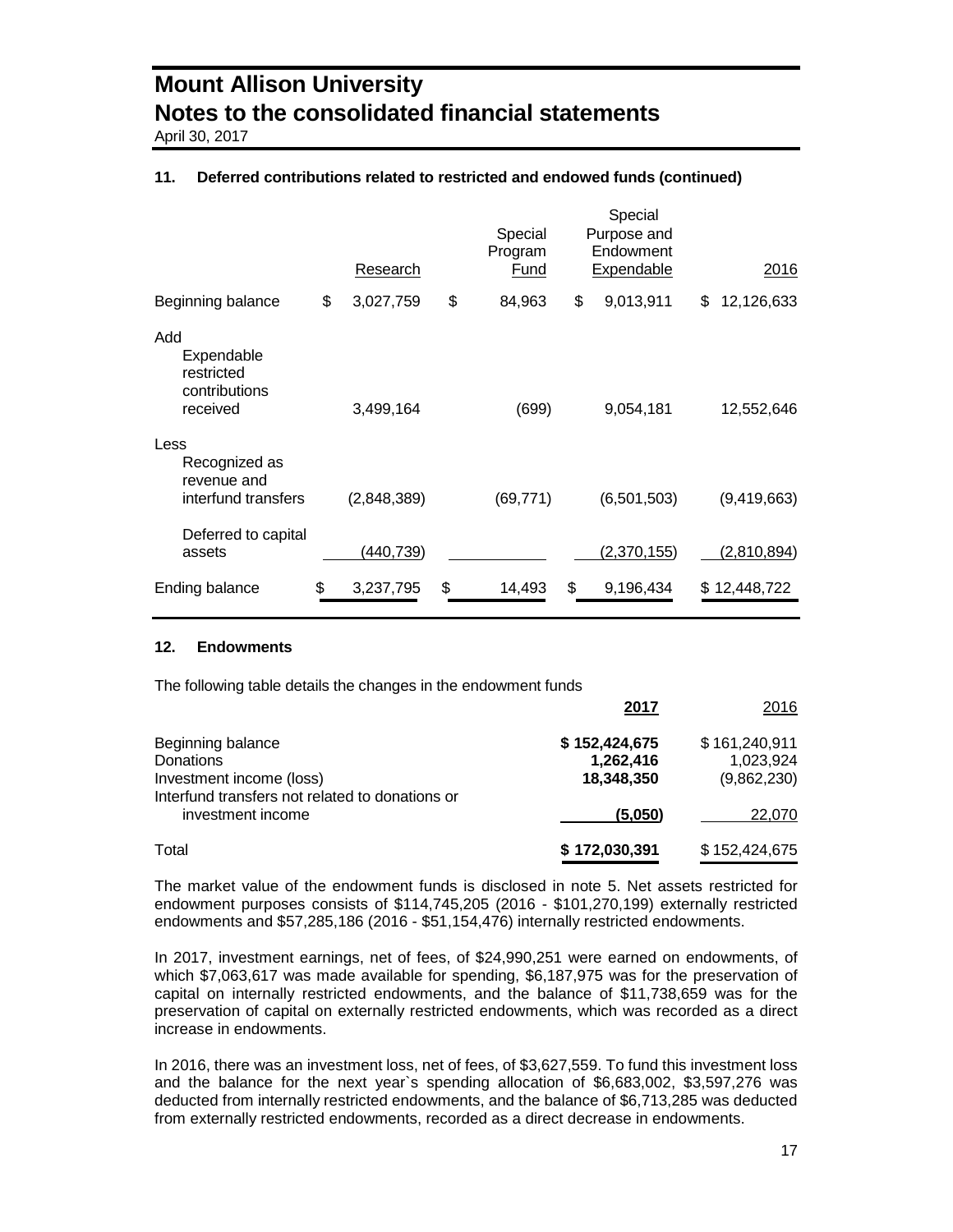# Mount Allison University
# Notes to the consolidated financial statements
April 30, 2017

### 11. Deferred contributions related to restricted and endowed funds (continued)

| | Research | Special Program Fund | Special Purpose and Endowment Expendable | 2016 |
|---|---|---|---|---|
| Beginning balance | $ 3,027,759 | $ 84,963 | $ 9,013,911 | $ 12,126,633 |
| Add | | | | |
| Expendable restricted contributions received | 3,499,164 | (699) | 9,054,181 | 12,552,646 |
| Less | | | | |
| Recognized as revenue and interfund transfers | (2,848,389) | (69,771) | (6,501,503) | (9,419,663) |
| Deferred to capital assets | (440,739) | | (2,370,155) | (2,810,894) |
| Ending balance | $ 3,237,795 | $ 14,493 | $ 9,196,434 | $ 12,448,722 |

### 12. Endowments

The following table details the changes in the endowment funds

| | **2017** | 2016 |
|---|---|---|
| Beginning balance | **$ 152,424,675** | $ 161,240,911 |
| Donations | **1,262,416** | 1,023,924 |
| Investment income (loss) | **18,348,350** | (9,862,230) |
| Interfund transfers not related to donations or investment income | **(5,050)** | 22,070 |
| Total | **$ 172,030,391** | $ 152,424,675 |

The market value of the endowment funds is disclosed in note 5. Net assets restricted for endowment purposes consists of $114,745,205 (2016 - $101,270,199) externally restricted endowments and $57,285,186 (2016 - $51,154,476) internally restricted endowments.

In 2017, investment earnings, net of fees, of $24,990,251 were earned on endowments, of which $7,063,617 was made available for spending, $6,187,975 was for the preservation of capital on internally restricted endowments, and the balance of $11,738,659 was for the preservation of capital on externally restricted endowments, which was recorded as a direct increase in endowments.

In 2016, there was an investment loss, net of fees, of $3,627,559. To fund this investment loss and the balance for the next year`s spending allocation of $6,683,002, $3,597,276 was deducted from internally restricted endowments, and the balance of $6,713,285 was deducted from externally restricted endowments, recorded as a direct decrease in endowments.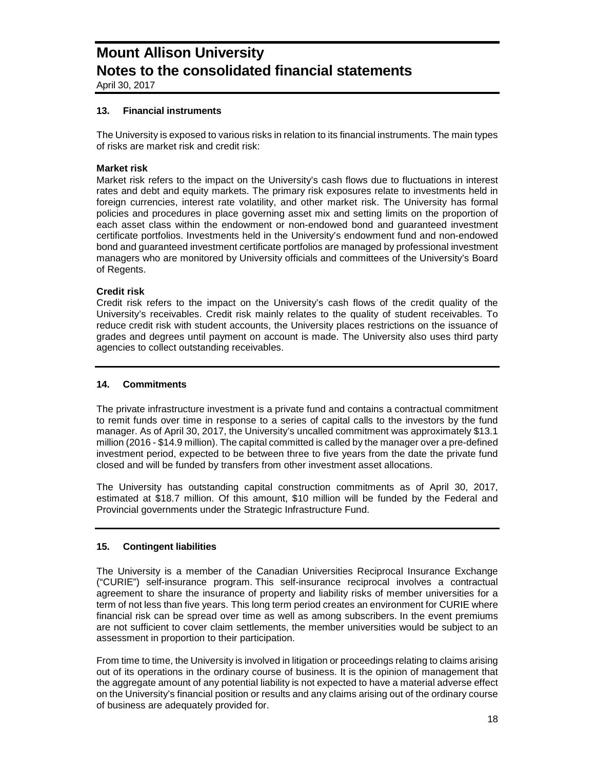## 13. Financial instruments

The University is exposed to various risks in relation to its financial instruments. The main types of risks are market risk and credit risk:

**Market risk**

Market risk refers to the impact on the University's cash flows due to fluctuations in interest rates and debt and equity markets. The primary risk exposures relate to investments held in foreign currencies, interest rate volatility, and other market risk. The University has formal policies and procedures in place governing asset mix and setting limits on the proportion of each asset class within the endowment or non-endowed bond and guaranteed investment certificate portfolios. Investments held in the University's endowment fund and non-endowed bond and guaranteed investment certificate portfolios are managed by professional investment managers who are monitored by University officials and committees of the University's Board of Regents.

**Credit risk**

Credit risk refers to the impact on the University's cash flows of the credit quality of the University's receivables. Credit risk mainly relates to the quality of student receivables. To reduce credit risk with student accounts, the University places restrictions on the issuance of grades and degrees until payment on account is made. The University also uses third party agencies to collect outstanding receivables.

## 14. Commitments

The private infrastructure investment is a private fund and contains a contractual commitment to remit funds over time in response to a series of capital calls to the investors by the fund manager. As of April 30, 2017, the University's uncalled commitment was approximately $13.1 million (2016 - $14.9 million). The capital committed is called by the manager over a pre-defined investment period, expected to be between three to five years from the date the private fund closed and will be funded by transfers from other investment asset allocations.

The University has outstanding capital construction commitments as of April 30, 2017, estimated at $18.7 million. Of this amount, $10 million will be funded by the Federal and Provincial governments under the Strategic Infrastructure Fund.

## 15. Contingent liabilities

The University is a member of the Canadian Universities Reciprocal Insurance Exchange ("CURIE") self-insurance program. This self-insurance reciprocal involves a contractual agreement to share the insurance of property and liability risks of member universities for a term of not less than five years. This long term period creates an environment for CURIE where financial risk can be spread over time as well as among subscribers. In the event premiums are not sufficient to cover claim settlements, the member universities would be subject to an assessment in proportion to their participation.

From time to time, the University is involved in litigation or proceedings relating to claims arising out of its operations in the ordinary course of business. It is the opinion of management that the aggregate amount of any potential liability is not expected to have a material adverse effect on the University's financial position or results and any claims arising out of the ordinary course of business are adequately provided for.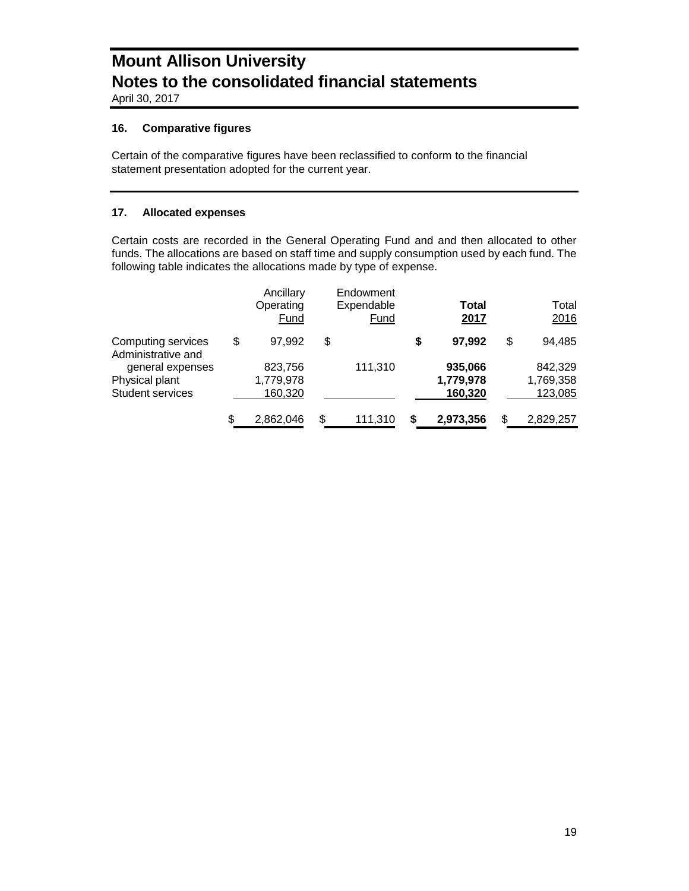# Mount Allison University
# Notes to the consolidated financial statements

April 30, 2017

### 16. Comparative figures

Certain of the comparative figures have been reclassified to conform to the financial statement presentation adopted for the current year.

### 17. Allocated expenses

Certain costs are recorded in the General Operating Fund and and then allocated to other funds. The allocations are based on staff time and supply consumption used by each fund. The following table indicates the allocations made by type of expense.

| | Ancillary Operating Fund | Endowment Expendable Fund | **Total 2017** | Total 2016 |
|---|---|---|---|---|
| Computing services | $ 97,992 | $ | **$ 97,992** | $ 94,485 |
| Administrative and general expenses | 823,756 | 111,310 | **935,066** | 842,329 |
| Physical plant | 1,779,978 | | **1,779,978** | 1,769,358 |
| Student services | 160,320 | | **160,320** | 123,085 |
| | $ 2,862,046 | $ 111,310 | **$ 2,973,356** | $ 2,829,257 |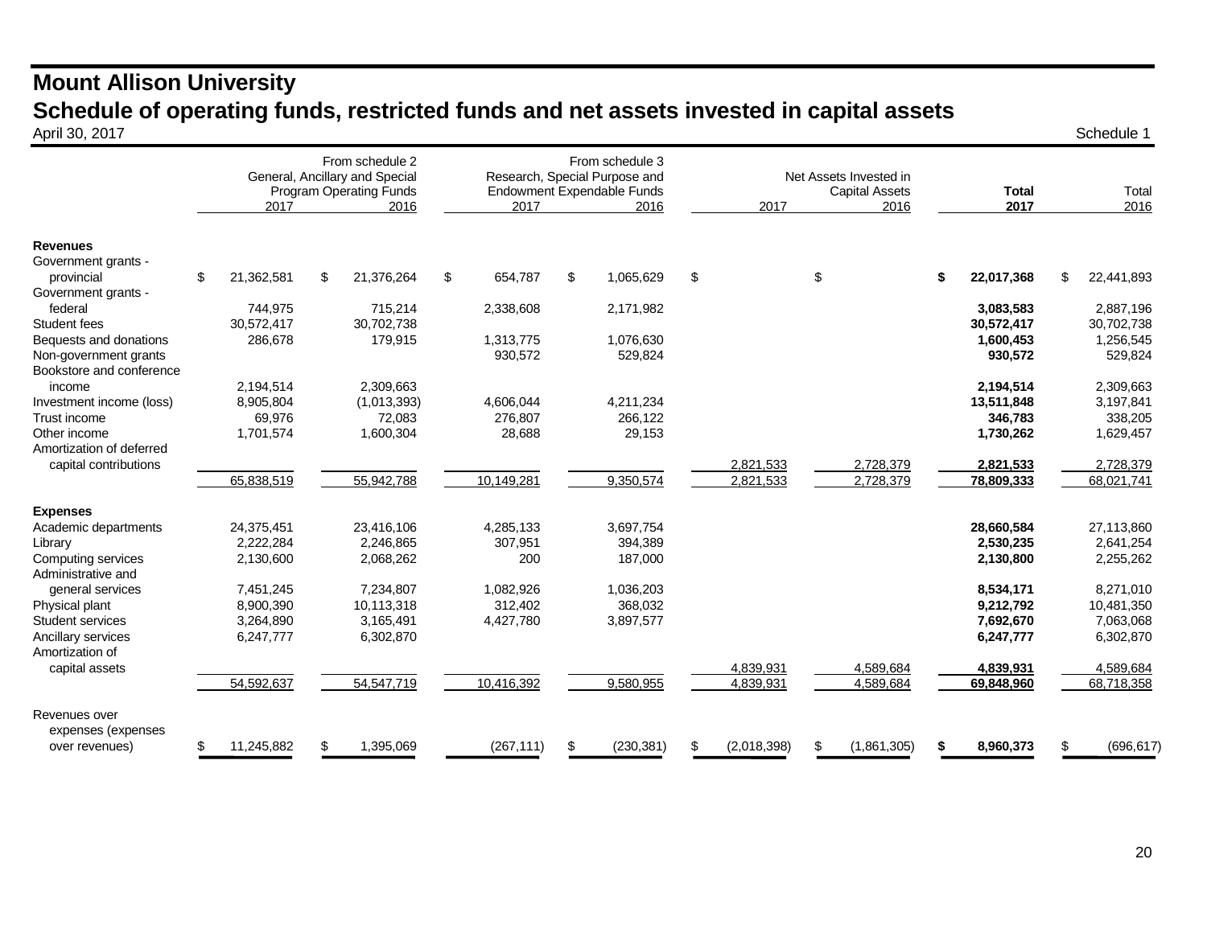# Mount Allison University

## Schedule of operating funds, restricted funds and net assets invested in capital assets

April 30, 2017 Schedule 1

| | From schedule 2 General, Ancillary and Special Program Operating Funds | | From schedule 3 Research, Special Purpose and Endowment Expendable Funds | | Net Assets Invested in Capital Assets | | **Total** | Total |
|---|---|---|---|---|---|---|---|---|
| | 2017 | 2016 | 2017 | 2016 | 2017 | 2016 | **2017** | 2016 |
| **Revenues** | | | | | | | | |
| Government grants - provincial | $ 21,362,581 | $ 21,376,264 | $ 654,787 | $ 1,065,629 | $ | $ | **$ 22,017,368** | $ 22,441,893 |
| Government grants - federal | 744,975 | 715,214 | 2,338,608 | 2,171,982 | | | **3,083,583** | 2,887,196 |
| Student fees | 30,572,417 | 30,702,738 | | | | | **30,572,417** | 30,702,738 |
| Bequests and donations | 286,678 | 179,915 | 1,313,775 | 1,076,630 | | | **1,600,453** | 1,256,545 |
| Non-government grants | | | 930,572 | 529,824 | | | **930,572** | 529,824 |
| Bookstore and conference income | 2,194,514 | 2,309,663 | | | | | **2,194,514** | 2,309,663 |
| Investment income (loss) | 8,905,804 | (1,013,393) | 4,606,044 | 4,211,234 | | | **13,511,848** | 3,197,841 |
| Trust income | 69,976 | 72,083 | 276,807 | 266,122 | | | **346,783** | 338,205 |
| Other income | 1,701,574 | 1,600,304 | 28,688 | 29,153 | | | **1,730,262** | 1,629,457 |
| Amortization of deferred capital contributions | | | | | 2,821,533 | 2,728,379 | **2,821,533** | 2,728,379 |
| | 65,838,519 | 55,942,788 | 10,149,281 | 9,350,574 | 2,821,533 | 2,728,379 | **78,809,333** | 68,021,741 |
| **Expenses** | | | | | | | | |
| Academic departments | 24,375,451 | 23,416,106 | 4,285,133 | 3,697,754 | | | **28,660,584** | 27,113,860 |
| Library | 2,222,284 | 2,246,865 | 307,951 | 394,389 | | | **2,530,235** | 2,641,254 |
| Computing services | 2,130,600 | 2,068,262 | 200 | 187,000 | | | **2,130,800** | 2,255,262 |
| Administrative and general services | 7,451,245 | 7,234,807 | 1,082,926 | 1,036,203 | | | **8,534,171** | 8,271,010 |
| Physical plant | 8,900,390 | 10,113,318 | 312,402 | 368,032 | | | **9,212,792** | 10,481,350 |
| Student services | 3,264,890 | 3,165,491 | 4,427,780 | 3,897,577 | | | **7,692,670** | 7,063,068 |
| Ancillary services | 6,247,777 | 6,302,870 | | | | | **6,247,777** | 6,302,870 |
| Amortization of capital assets | | | | | 4,839,931 | 4,589,684 | **4,839,931** | 4,589,684 |
| | 54,592,637 | 54,547,719 | 10,416,392 | 9,580,955 | 4,839,931 | 4,589,684 | **69,848,960** | 68,718,358 |
| Revenues over expenses (expenses over revenues) | $ 11,245,882 | $ 1,395,069 | (267,111) | $ (230,381) | $ (2,018,398) | $ (1,861,305) | **$ 8,960,373** | $ (696,617) |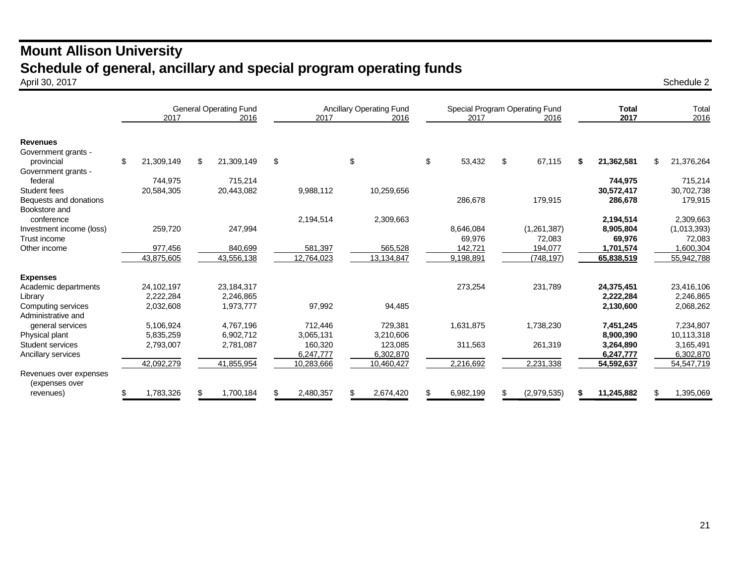# Mount Allison University

## Schedule of general, ancillary and special program operating funds

April 30, 2017

Schedule 2

| | General Operating Fund | | Ancillary Operating Fund | | Special Program Operating Fund | | **Total** | Total |
|---|---|---|---|---|---|---|---|---|
| | 2017 | 2016 | 2017 | 2016 | 2017 | 2016 | **2017** | 2016 |
| **Revenues** | | | | | | | | |
| Government grants - provincial | $ 21,309,149 | $ 21,309,149 | $ | $ | $ 53,432 | $ 67,115 | **$ 21,362,581** | $ 21,376,264 |
| Government grants - federal | 744,975 | 715,214 | | | | | **744,975** | 715,214 |
| Student fees | 20,584,305 | 20,443,082 | 9,988,112 | 10,259,656 | | | **30,572,417** | 30,702,738 |
| Bequests and donations | | | | | 286,678 | 179,915 | **286,678** | 179,915 |
| Bookstore and conference | | | 2,194,514 | 2,309,663 | | | **2,194,514** | 2,309,663 |
| Investment income (loss) | 259,720 | 247,994 | | | 8,646,084 | (1,261,387) | **8,905,804** | (1,013,393) |
| Trust income | | | | | 69,976 | 72,083 | **69,976** | 72,083 |
| Other income | 977,456 | 840,699 | 581,397 | 565,528 | 142,721 | 194,077 | **1,701,574** | 1,600,304 |
| | 43,875,605 | 43,556,138 | 12,764,023 | 13,134,847 | 9,198,891 | (748,197) | **65,838,519** | 55,942,788 |
| **Expenses** | | | | | | | | |
| Academic departments | 24,102,197 | 23,184,317 | | | 273,254 | 231,789 | **24,375,451** | 23,416,106 |
| Library | 2,222,284 | 2,246,865 | | | | | **2,222,284** | 2,246,865 |
| Computing services | 2,032,608 | 1,973,777 | 97,992 | 94,485 | | | **2,130,600** | 2,068,262 |
| Administrative and general services | 5,106,924 | 4,767,196 | 712,446 | 729,381 | 1,631,875 | 1,738,230 | **7,451,245** | 7,234,807 |
| Physical plant | 5,835,259 | 6,902,712 | 3,065,131 | 3,210,606 | | | **8,900,390** | 10,113,318 |
| Student services | 2,793,007 | 2,781,087 | 160,320 | 123,085 | 311,563 | 261,319 | **3,264,890** | 3,165,491 |
| Ancillary services | | | 6,247,777 | 6,302,870 | | | **6,247,777** | 6,302,870 |
| | 42,092,279 | 41,855,954 | 10,283,666 | 10,460,427 | 2,216,692 | 2,231,338 | **54,592,637** | 54,547,719 |
| Revenues over expenses (expenses over revenues) | $ 1,783,326 | $ 1,700,184 | $ 2,480,357 | $ 2,674,420 | $ 6,982,199 | $ (2,979,535) | **$ 11,245,882** | $ 1,395,069 |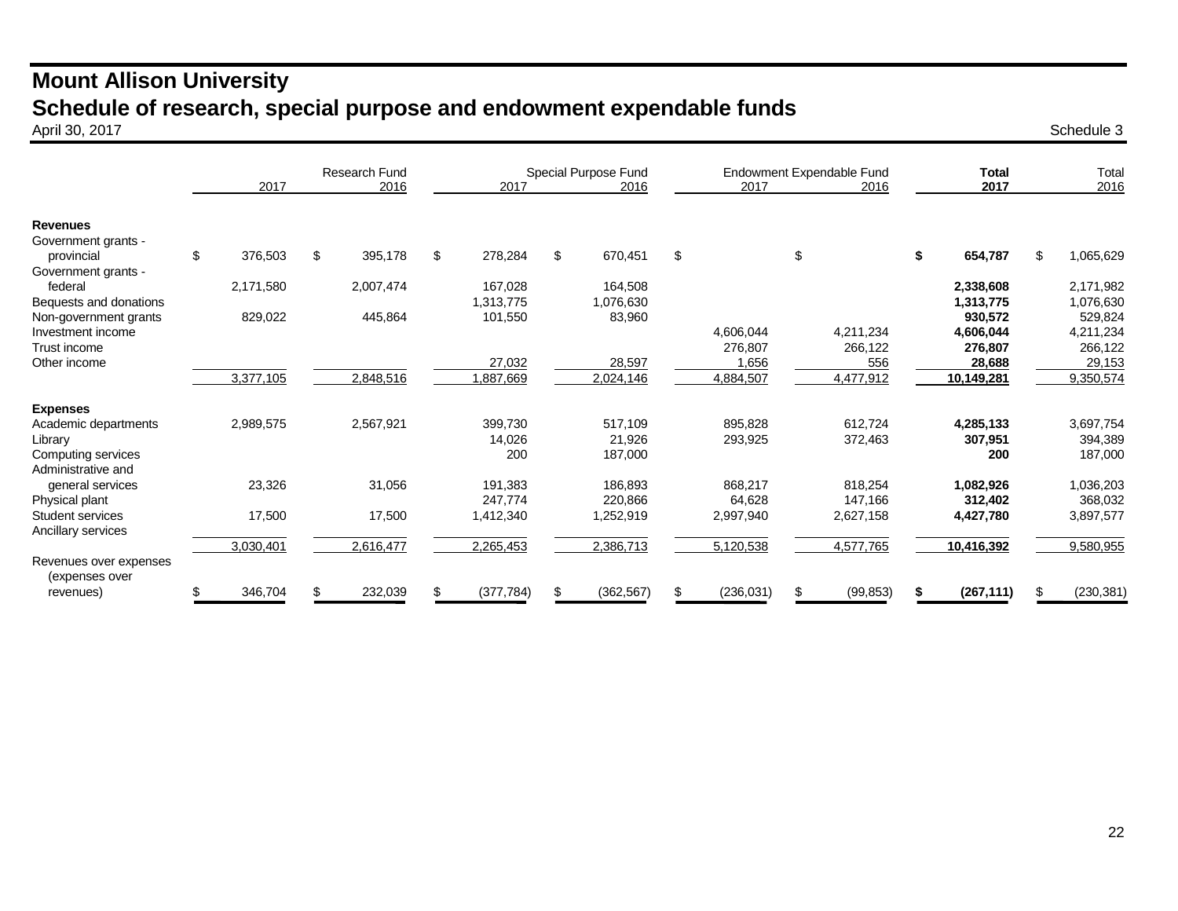# Mount Allison University

## Schedule of research, special purpose and endowment expendable funds

April 30, 2017

Schedule 3

| | Research Fund | | Special Purpose Fund | | Endowment Expendable Fund | | **Total** | Total |
|---|---|---|---|---|---|---|---|---|
| | 2017 | 2016 | 2017 | 2016 | 2017 | 2016 | **2017** | 2016 |
| **Revenues** | | | | | | | | |
| Government grants - provincial | $ 376,503 | $ 395,178 | $ 278,284 | $ 670,451 | $ | $ | **$ 654,787** | $ 1,065,629 |
| Government grants - federal | 2,171,580 | 2,007,474 | 167,028 | 164,508 | | | **2,338,608** | 2,171,982 |
| Bequests and donations | | | 1,313,775 | 1,076,630 | | | **1,313,775** | 1,076,630 |
| Non-government grants | 829,022 | 445,864 | 101,550 | 83,960 | | | **930,572** | 529,824 |
| Investment income | | | | | 4,606,044 | 4,211,234 | **4,606,044** | 4,211,234 |
| Trust income | | | | | 276,807 | 266,122 | **276,807** | 266,122 |
| Other income | | | 27,032 | 28,597 | 1,656 | 556 | **28,688** | 29,153 |
| | 3,377,105 | 2,848,516 | 1,887,669 | 2,024,146 | 4,884,507 | 4,477,912 | **10,149,281** | 9,350,574 |
| **Expenses** | | | | | | | | |
| Academic departments | 2,989,575 | 2,567,921 | 399,730 | 517,109 | 895,828 | 612,724 | **4,285,133** | 3,697,754 |
| Library | | | 14,026 | 21,926 | 293,925 | 372,463 | **307,951** | 394,389 |
| Computing services | | | 200 | 187,000 | | | **200** | 187,000 |
| Administrative and general services | 23,326 | 31,056 | 191,383 | 186,893 | 868,217 | 818,254 | **1,082,926** | 1,036,203 |
| Physical plant | | | 247,774 | 220,866 | 64,628 | 147,166 | **312,402** | 368,032 |
| Student services | 17,500 | 17,500 | 1,412,340 | 1,252,919 | 2,997,940 | 2,627,158 | **4,427,780** | 3,897,577 |
| Ancillary services | | | | | | | | |
| | 3,030,401 | 2,616,477 | 2,265,453 | 2,386,713 | 5,120,538 | 4,577,765 | **10,416,392** | 9,580,955 |
| Revenues over expenses (expenses over revenues) | $ 346,704 | $ 232,039 | $ (377,784) | $ (362,567) | $ (236,031) | $ (99,853) | **$ (267,111)** | $ (230,381) |